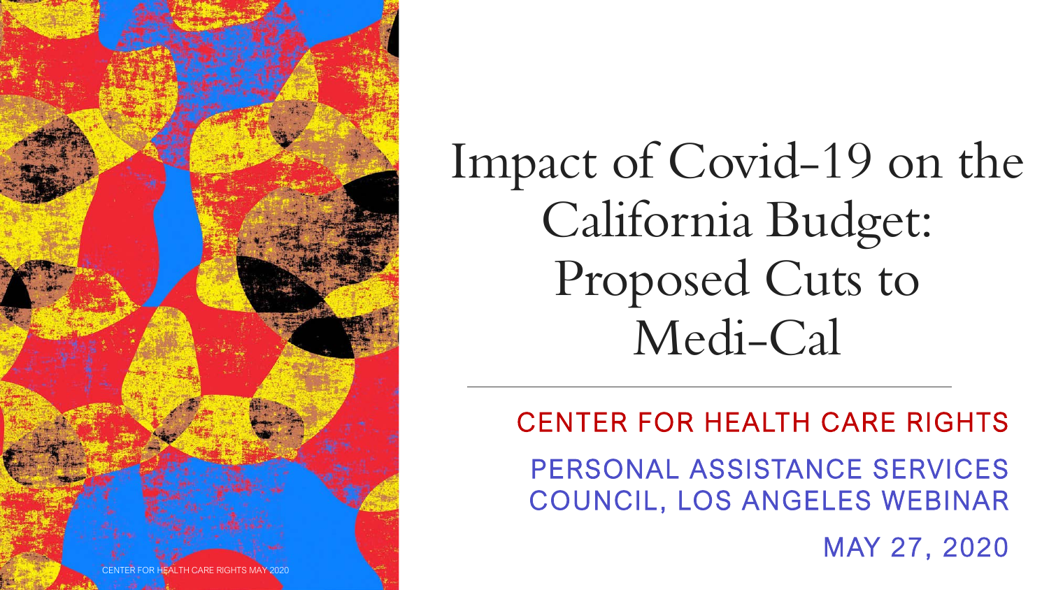# Impact of Covid-19 on the California Budget: Proposed Cuts to Medi-Cal

CENTER FOR HEALTH CARE RIGHTS

PERSONAL ASSISTANCE SERVICES COUNCIL, LOS ANGELES WEBINAR

MAY 27, 2020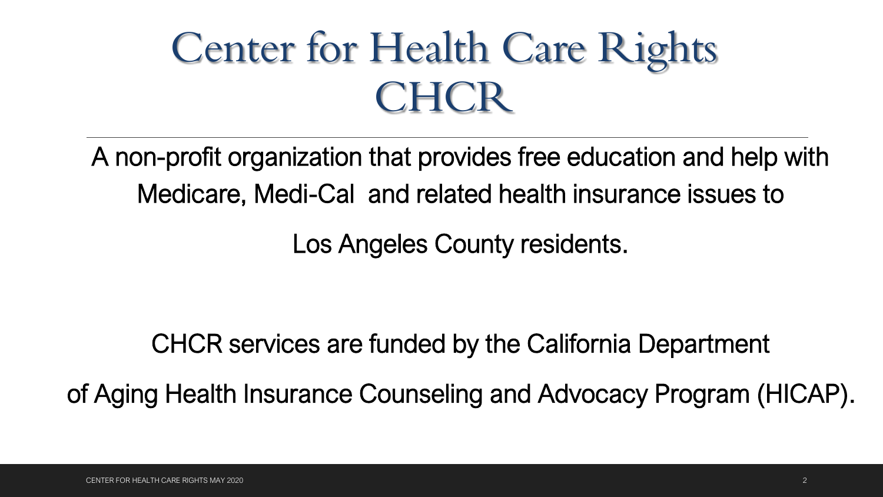# Center for Health Care Rights
# CHCR

A non-profit organization that provides free education and help with Medicare, Medi-Cal and related health insurance issues to Los Angeles County residents.

CHCR services are funded by the California Department of Aging Health Insurance Counseling and Advocacy Program (HICAP).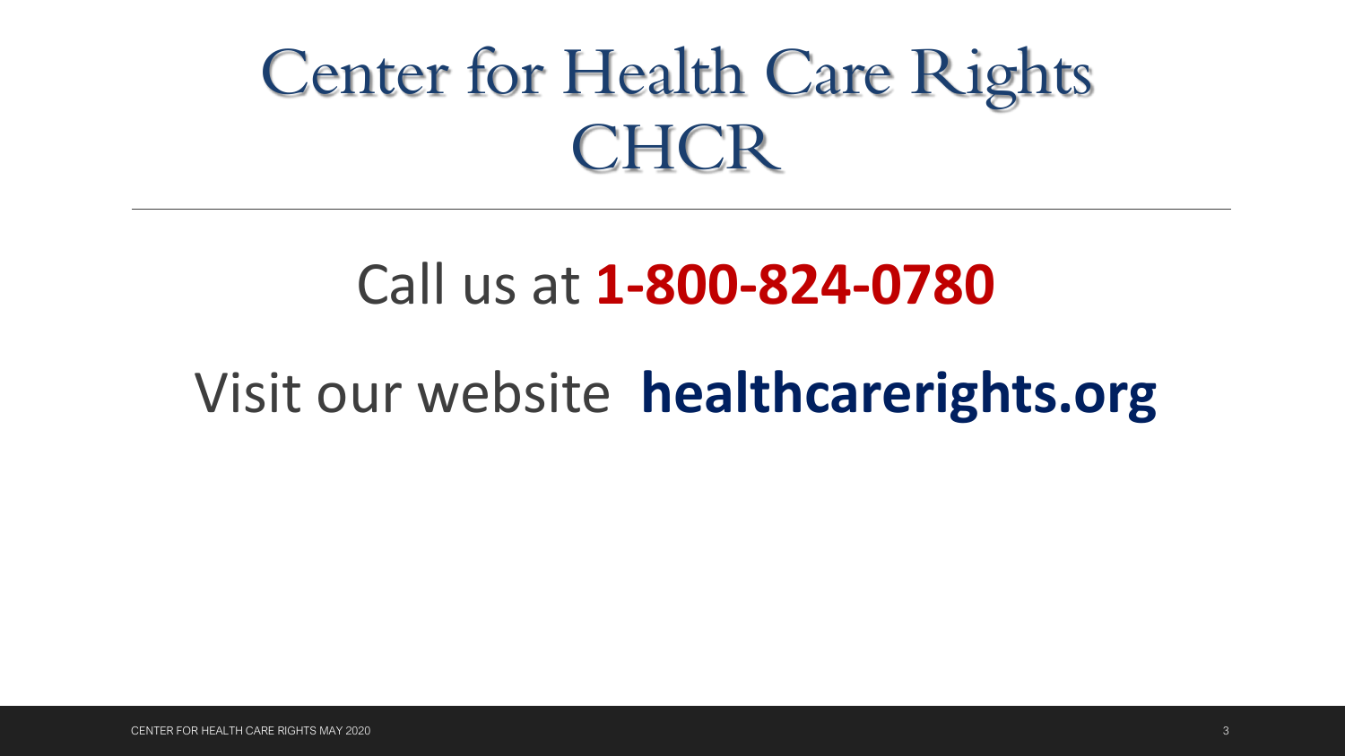# Center for Health Care Rights CHCR

Call us at **1-800-824-0780**

Visit our website **healthcarerights.org**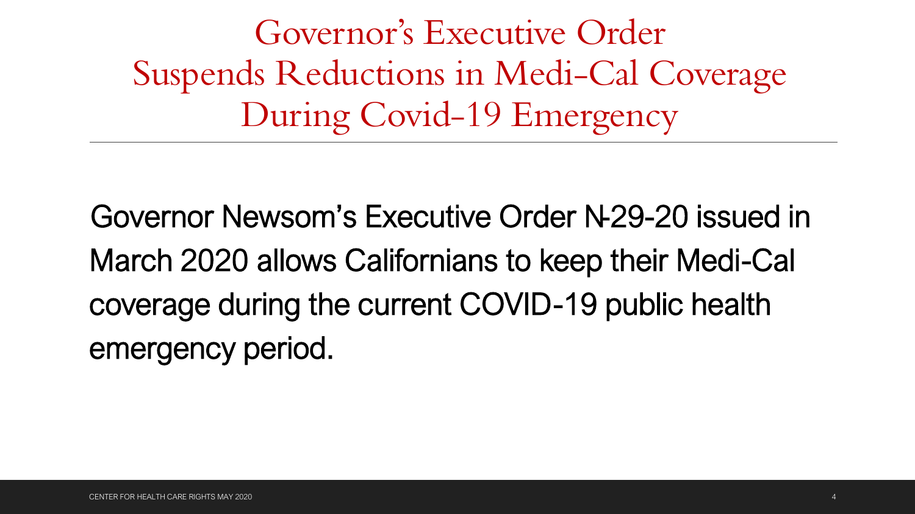# Governor's Executive Order Suspends Reductions in Medi-Cal Coverage During Covid-19 Emergency

Governor Newsom's Executive Order N-29-20 issued in March 2020 allows Californians to keep their Medi-Cal coverage during the current COVID-19 public health emergency period.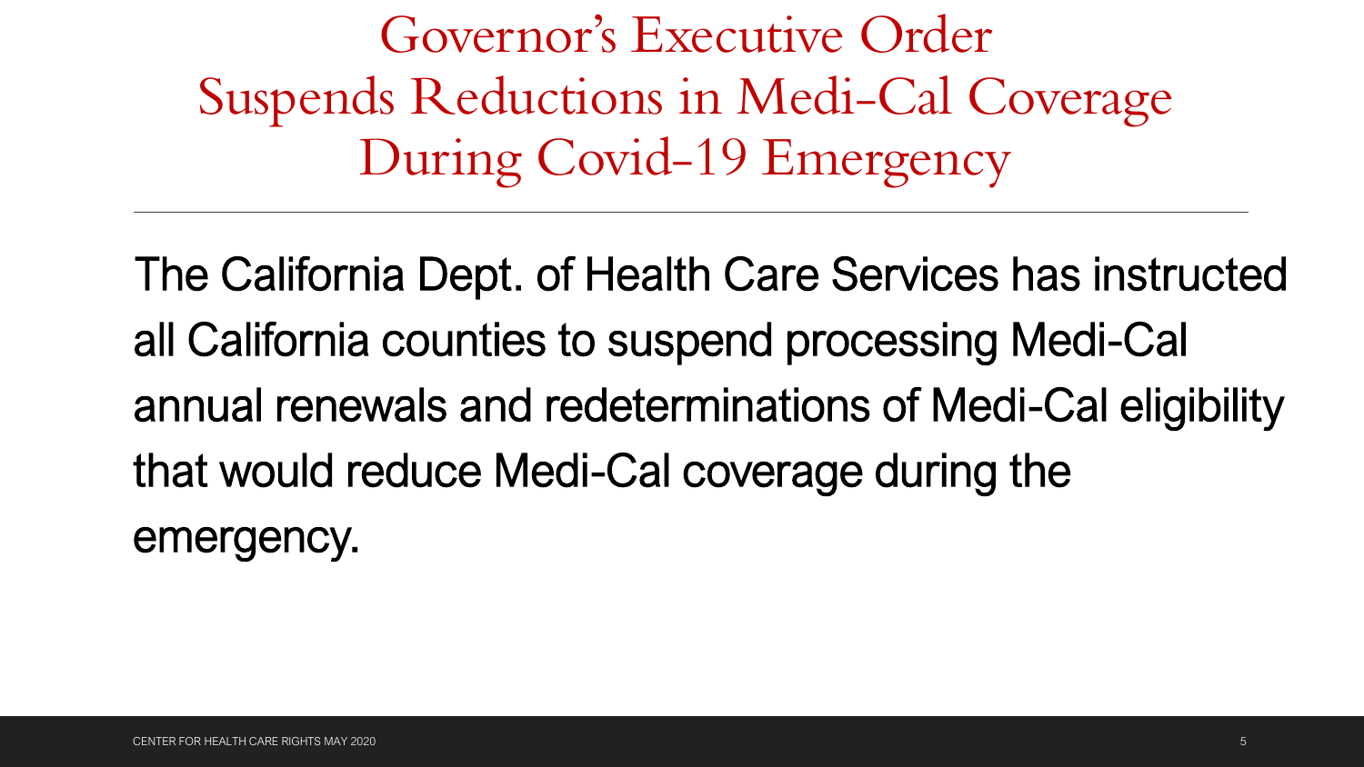# Governor's Executive Order Suspends Reductions in Medi-Cal Coverage During Covid-19 Emergency

The California Dept. of Health Care Services has instructed all California counties to suspend processing Medi-Cal annual renewals and redeterminations of Medi-Cal eligibility that would reduce Medi-Cal coverage during the emergency.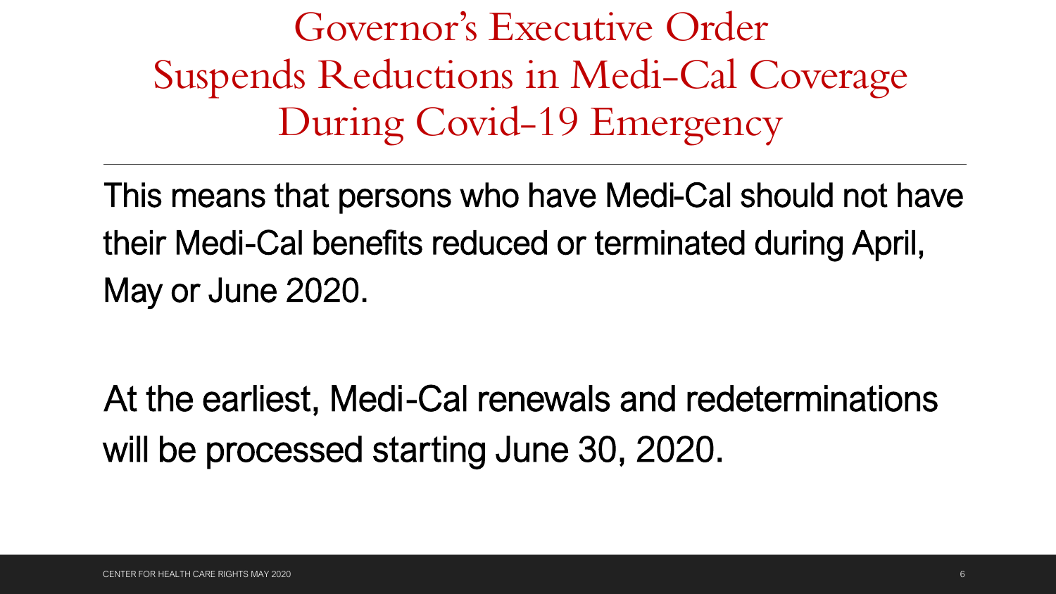# Governor's Executive Order Suspends Reductions in Medi-Cal Coverage During Covid-19 Emergency

This means that persons who have Medi-Cal should not have their Medi-Cal benefits reduced or terminated during April, May or June 2020.

At the earliest, Medi-Cal renewals and redeterminations will be processed starting June 30, 2020.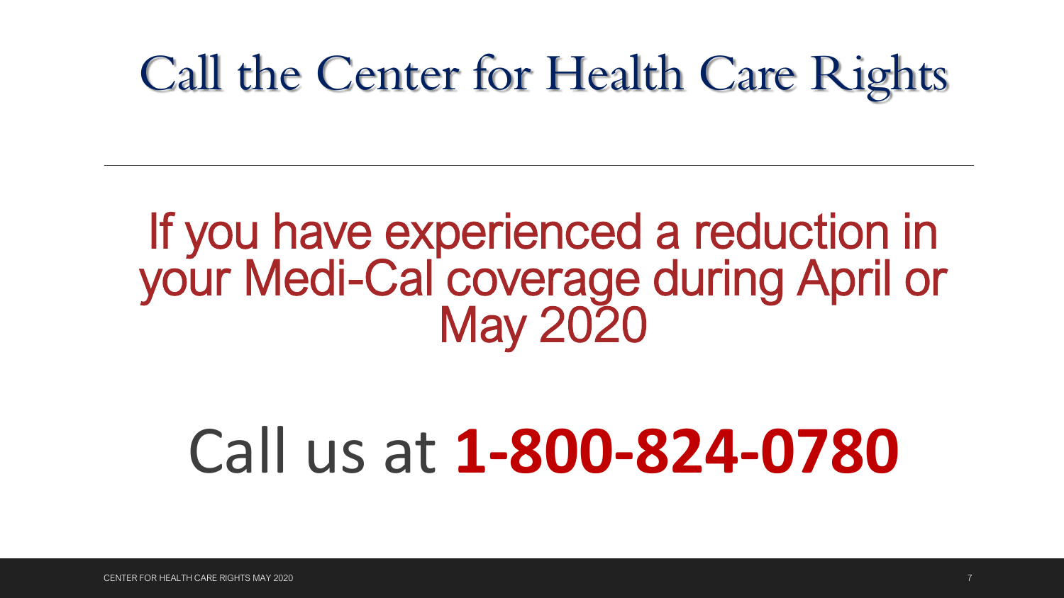# Call the Center for Health Care Rights

If you have experienced a reduction in your Medi-Cal coverage during April or May 2020

Call us at **1-800-824-0780**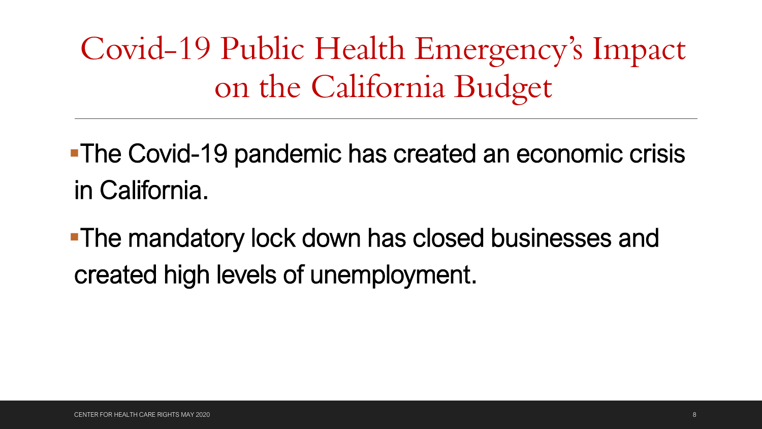# Covid-19 Public Health Emergency's Impact on the California Budget

- The Covid-19 pandemic has created an economic crisis in California.
- The mandatory lock down has closed businesses and created high levels of unemployment.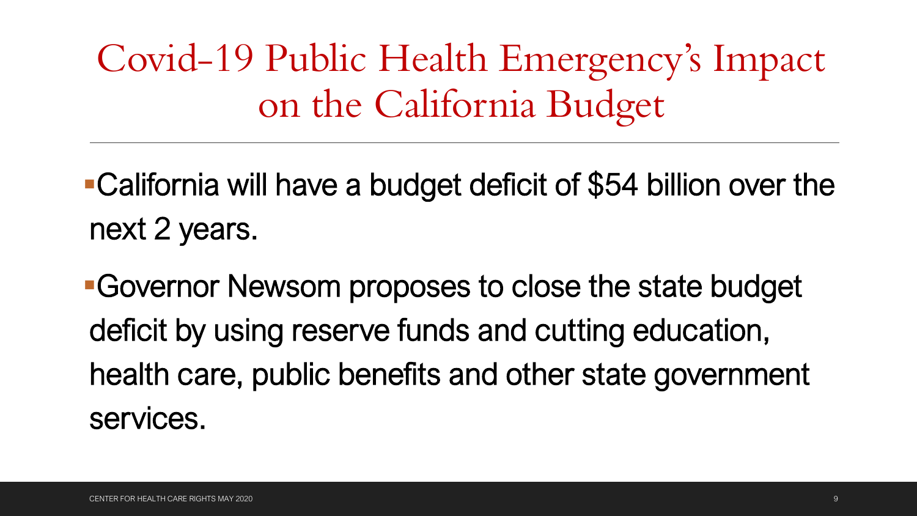# Covid-19 Public Health Emergency's Impact on the California Budget

- California will have a budget deficit of $54 billion over the next 2 years.
- Governor Newsom proposes to close the state budget deficit by using reserve funds and cutting education, health care, public benefits and other state government services.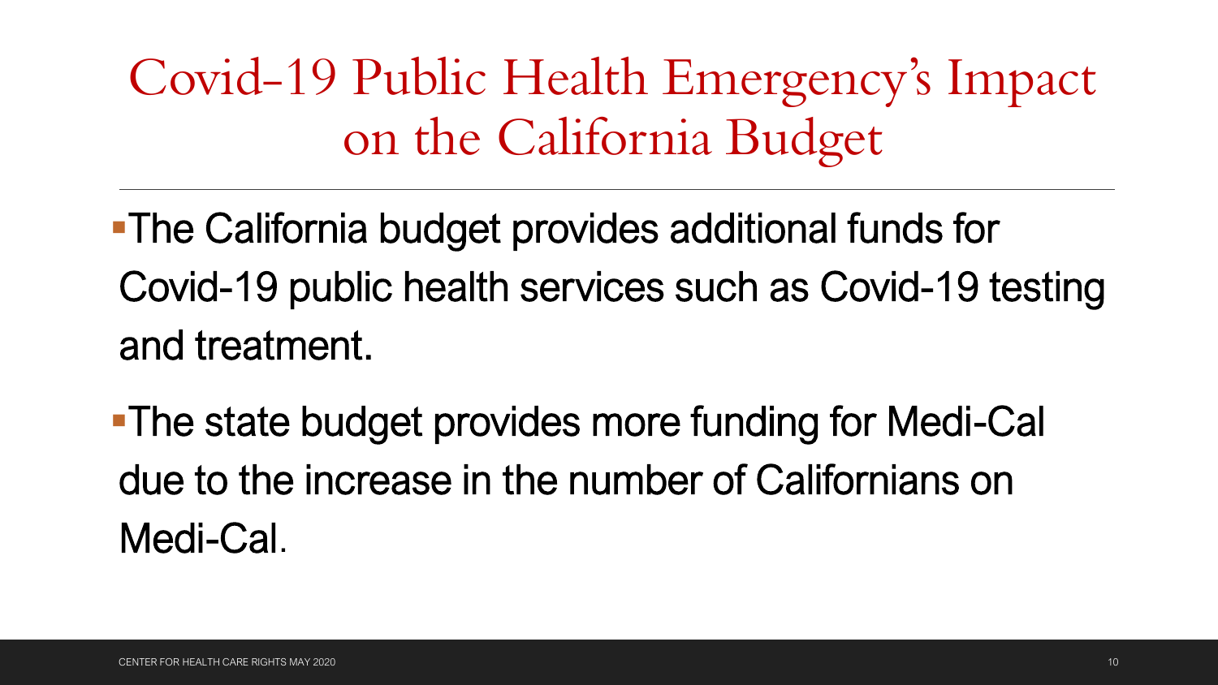# Covid-19 Public Health Emergency's Impact on the California Budget

- The California budget provides additional funds for Covid-19 public health services such as Covid-19 testing and treatment.
- The state budget provides more funding for Medi-Cal due to the increase in the number of Californians on Medi-Cal.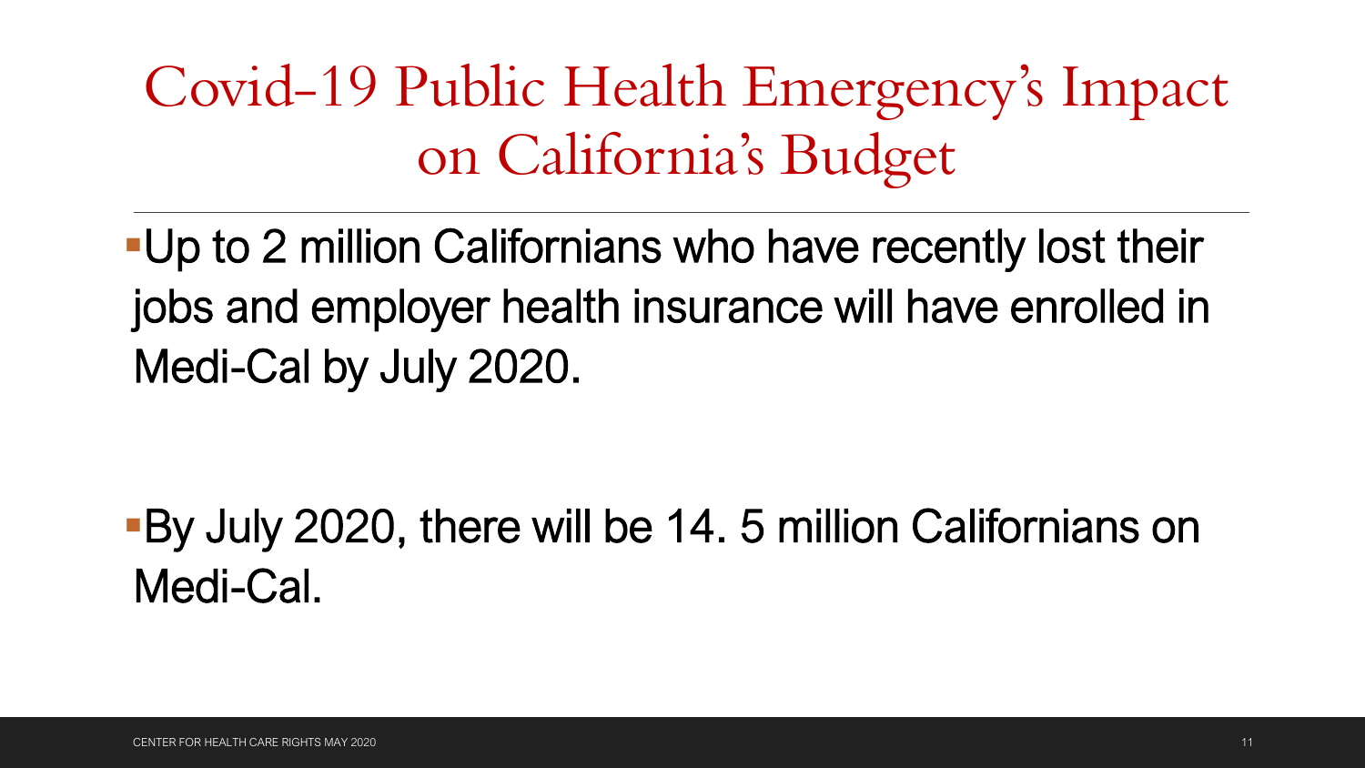# Covid-19 Public Health Emergency's Impact on California's Budget

- Up to 2 million Californians who have recently lost their jobs and employer health insurance will have enrolled in Medi-Cal by July 2020.

- By July 2020, there will be 14. 5 million Californians on Medi-Cal.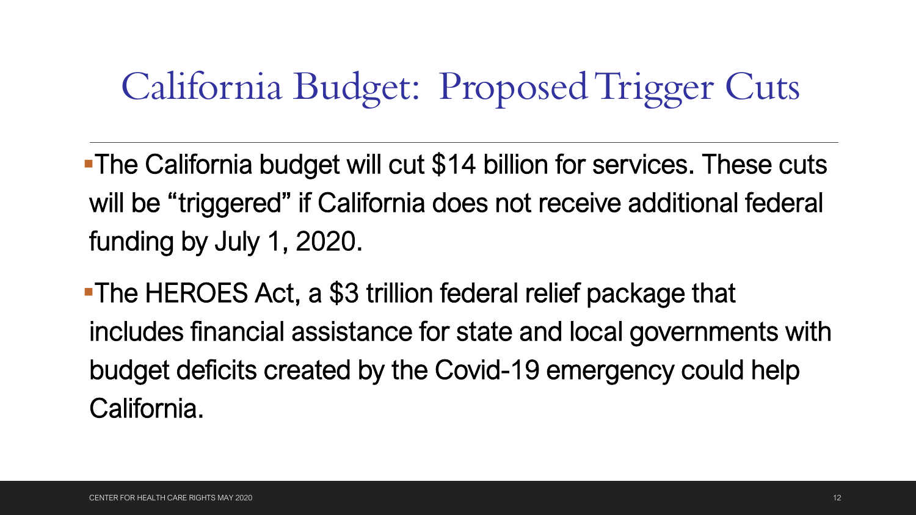# California Budget: Proposed Trigger Cuts

- The California budget will cut $14 billion for services. These cuts will be "triggered" if California does not receive additional federal funding by July 1, 2020.
- The HEROES Act, a $3 trillion federal relief package that includes financial assistance for state and local governments with budget deficits created by the Covid-19 emergency could help California.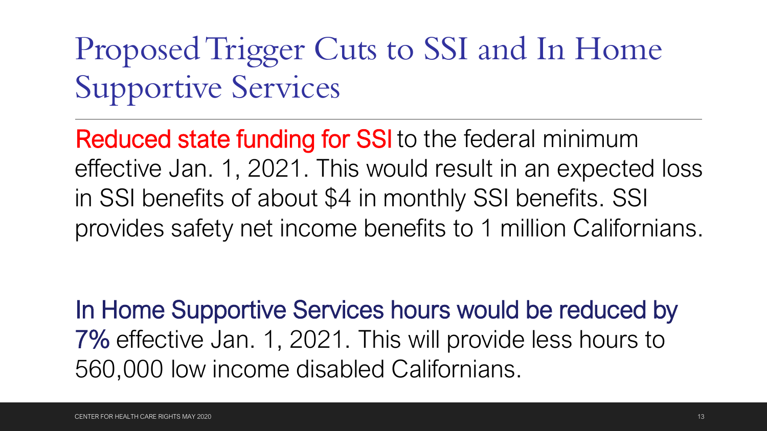# Proposed Trigger Cuts to SSI and In Home Supportive Services

**Reduced state funding for SSI** to the federal minimum effective Jan. 1, 2021. This would result in an expected loss in SSI benefits of about $4 in monthly SSI benefits. SSI provides safety net income benefits to 1 million Californians.

**In Home Supportive Services hours would be reduced by 7%** effective Jan. 1, 2021. This will provide less hours to 560,000 low income disabled Californians.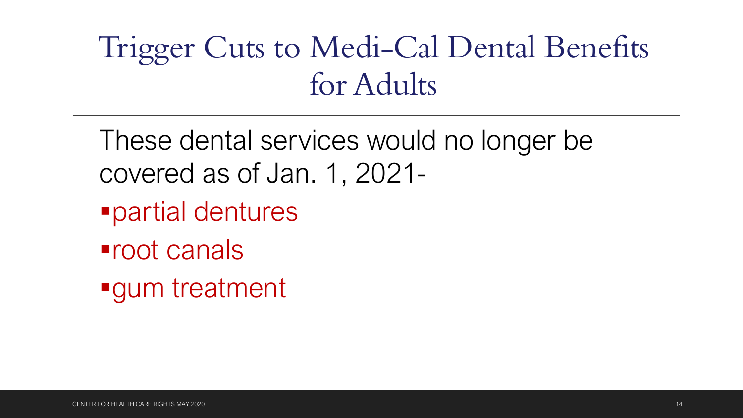# Trigger Cuts to Medi-Cal Dental Benefits for Adults

These dental services would no longer be covered as of Jan. 1, 2021-

- partial dentures
- root canals
- gum treatment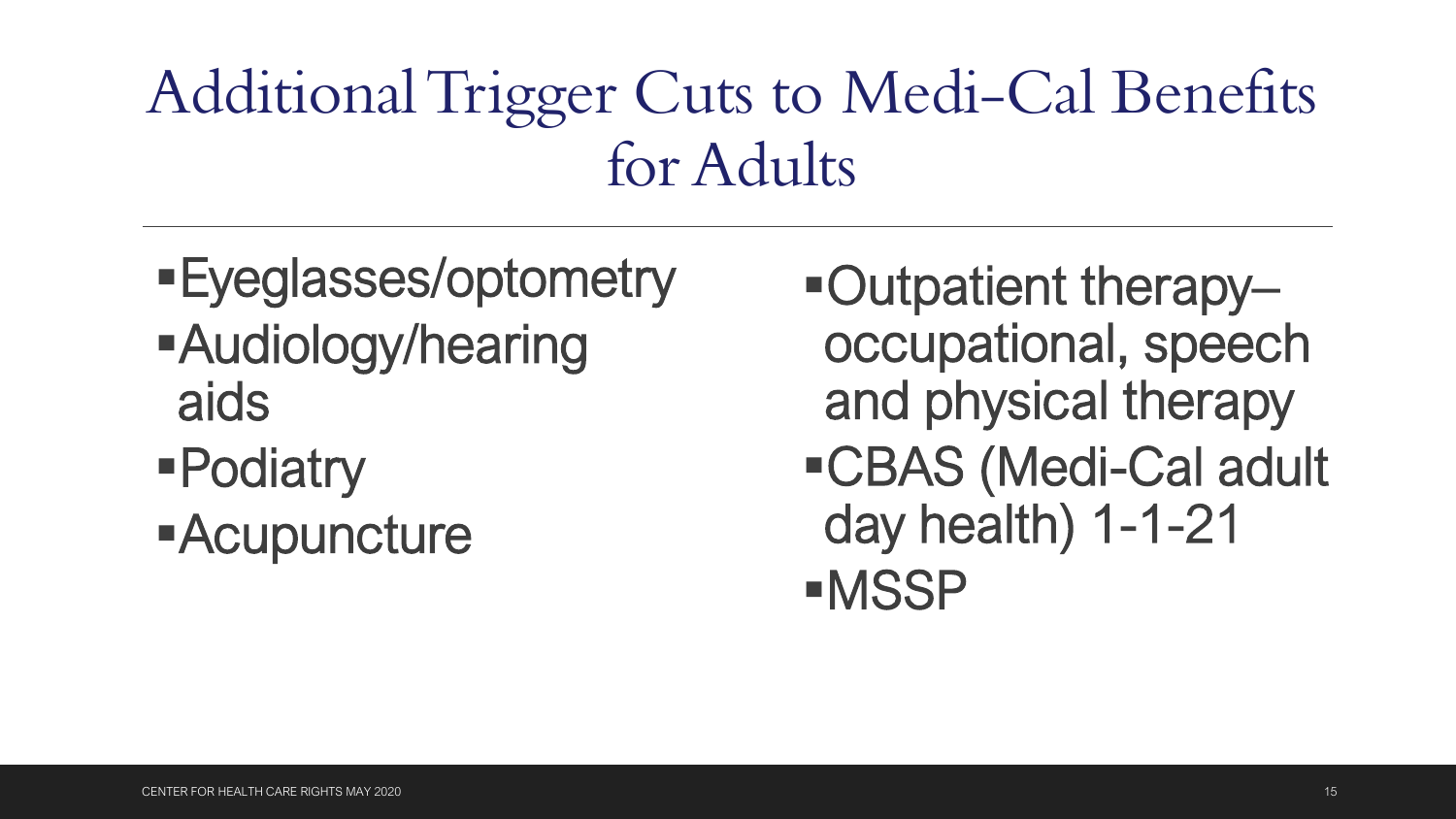# Additional Trigger Cuts to Medi-Cal Benefits for Adults

- Eyeglasses/optometry
- Audiology/hearing aids
- Podiatry
- Acupuncture
- Outpatient therapy– occupational, speech and physical therapy
- CBAS (Medi-Cal adult day health) 1-1-21
- MSSP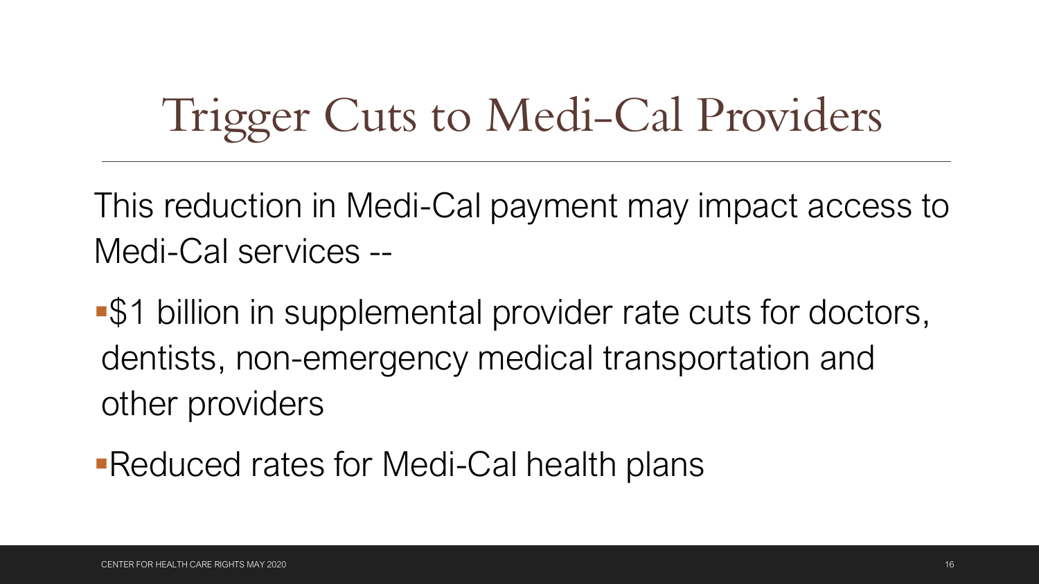# Trigger Cuts to Medi-Cal Providers

This reduction in Medi-Cal payment may impact access to Medi-Cal services --

- $1 billion in supplemental provider rate cuts for doctors, dentists, non-emergency medical transportation and other providers
- Reduced rates for Medi-Cal health plans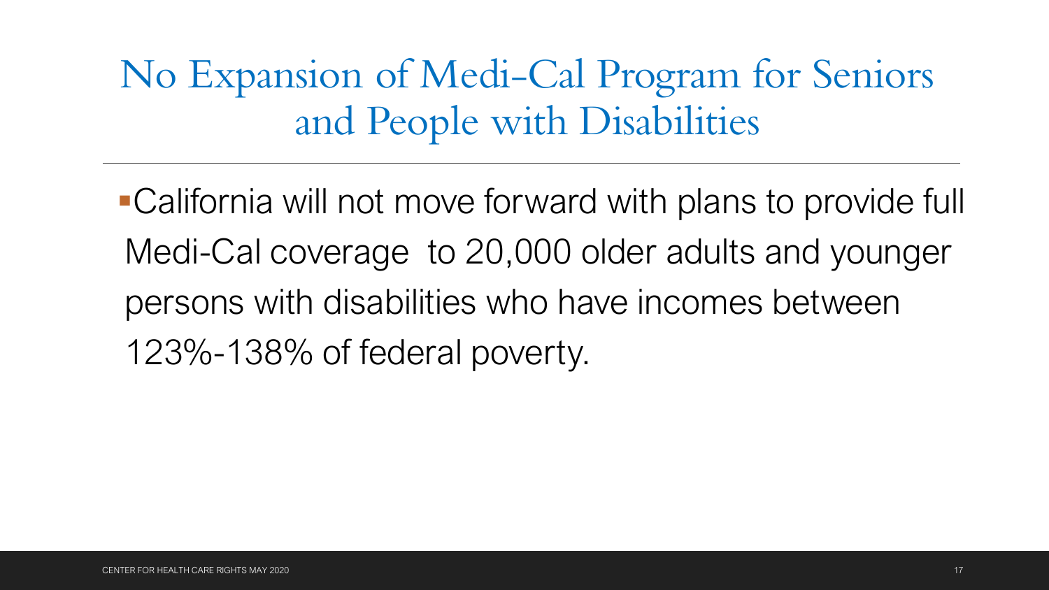# No Expansion of Medi-Cal Program for Seniors and People with Disabilities

- California will not move forward with plans to provide full Medi-Cal coverage to 20,000 older adults and younger persons with disabilities who have incomes between 123%-138% of federal poverty.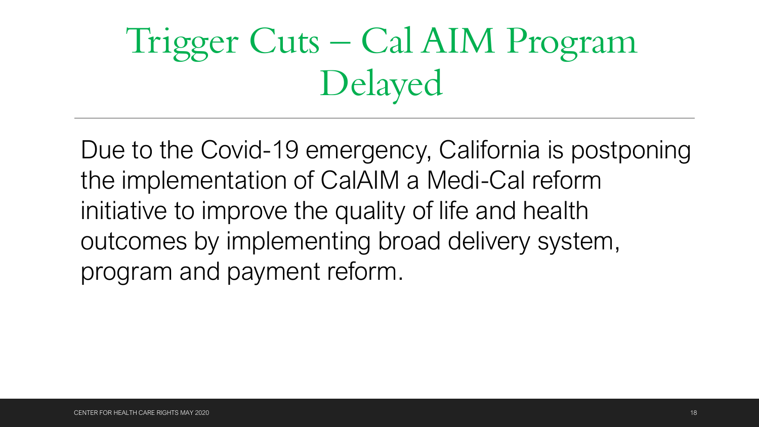# Trigger Cuts – Cal AIM Program Delayed

Due to the Covid-19 emergency, California is postponing the implementation of CalAIM a Medi-Cal reform initiative to improve the quality of life and health outcomes by implementing broad delivery system, program and payment reform.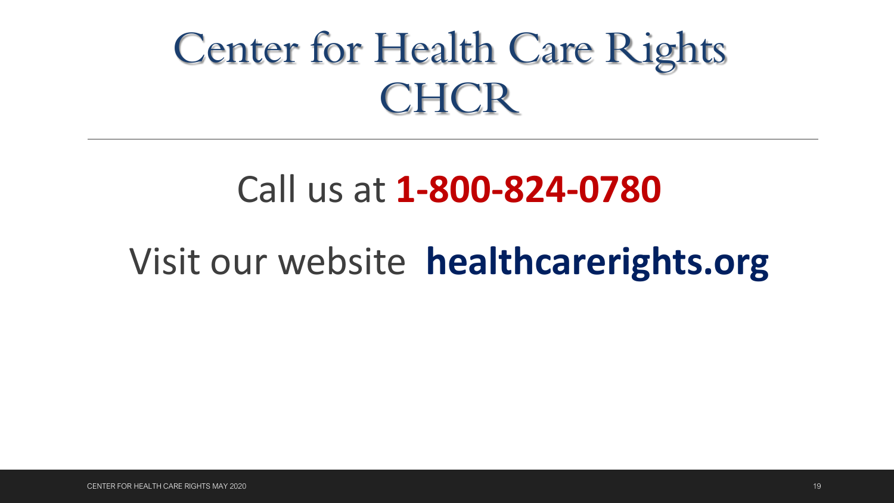# Center for Health Care Rights
# CHCR

Call us at **1-800-824-0780**

Visit our website **healthcarerights.org**